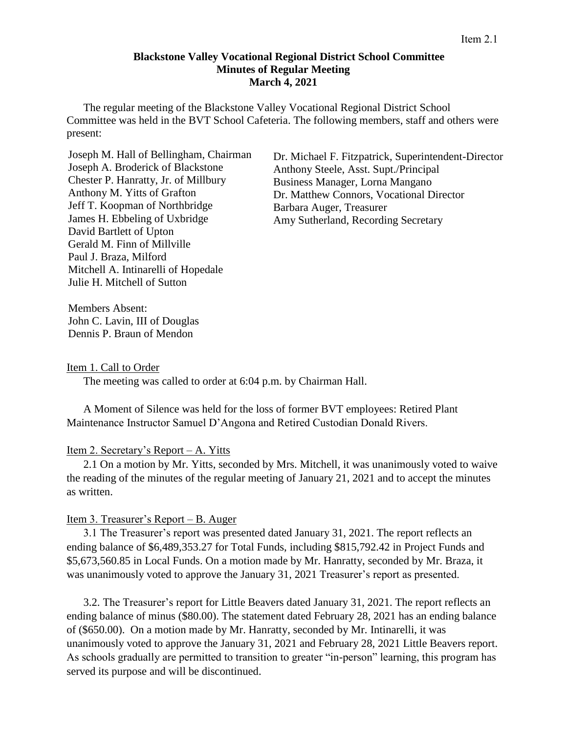Item 2.1

**Blackstone Valley Vocational Regional District School Committee**
**Minutes of Regular Meeting**
**March 4, 2021**

The regular meeting of the Blackstone Valley Vocational Regional District School Committee was held in the BVT School Cafeteria. The following members, staff and others were present:

Joseph M. Hall of Bellingham, Chairman
Joseph A. Broderick of Blackstone
Chester P. Hanratty, Jr. of Millbury
Anthony M. Yitts of Grafton
Jeff T. Koopman of Northbridge
James H. Ebbeling of Uxbridge
David Bartlett of Upton
Gerald M. Finn of Millville
Paul J. Braza, Milford
Mitchell A. Intinarelli of Hopedale
Julie H. Mitchell of Sutton

Dr. Michael F. Fitzpatrick, Superintendent-Director
Anthony Steele, Asst. Supt./Principal
Business Manager, Lorna Mangano
Dr. Matthew Connors, Vocational Director
Barbara Auger, Treasurer
Amy Sutherland, Recording Secretary

Members Absent:
John C. Lavin, III of Douglas
Dennis P. Braun of Mendon

Item 1. Call to Order

The meeting was called to order at 6:04 p.m. by Chairman Hall.

A Moment of Silence was held for the loss of former BVT employees: Retired Plant Maintenance Instructor Samuel D'Angona and Retired Custodian Donald Rivers.

Item 2. Secretary's Report – A. Yitts

2.1 On a motion by Mr. Yitts, seconded by Mrs. Mitchell, it was unanimously voted to waive the reading of the minutes of the regular meeting of January 21, 2021 and to accept the minutes as written.

Item 3. Treasurer's Report – B. Auger

3.1 The Treasurer's report was presented dated January 31, 2021. The report reflects an ending balance of $6,489,353.27 for Total Funds, including $815,792.42 in Project Funds and $5,673,560.85 in Local Funds. On a motion made by Mr. Hanratty, seconded by Mr. Braza, it was unanimously voted to approve the January 31, 2021 Treasurer's report as presented.

3.2. The Treasurer's report for Little Beavers dated January 31, 2021. The report reflects an ending balance of minus ($80.00). The statement dated February 28, 2021 has an ending balance of ($650.00). On a motion made by Mr. Hanratty, seconded by Mr. Intinarelli, it was unanimously voted to approve the January 31, 2021 and February 28, 2021 Little Beavers report. As schools gradually are permitted to transition to greater "in-person" learning, this program has served its purpose and will be discontinued.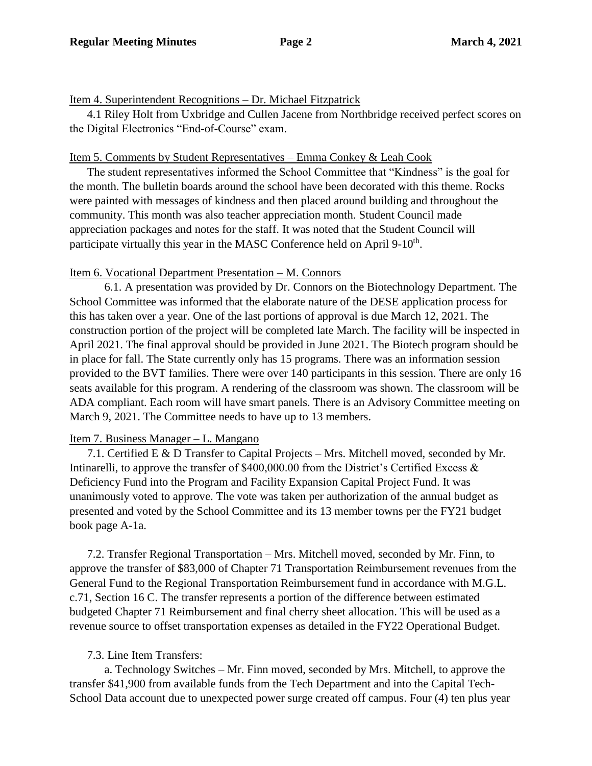Item 4. Superintendent Recognitions – Dr. Michael Fitzpatrick

4.1 Riley Holt from Uxbridge and Cullen Jacene from Northbridge received perfect scores on the Digital Electronics "End-of-Course" exam.

Item 5. Comments by Student Representatives – Emma Conkey & Leah Cook

The student representatives informed the School Committee that "Kindness" is the goal for the month. The bulletin boards around the school have been decorated with this theme. Rocks were painted with messages of kindness and then placed around building and throughout the community. This month was also teacher appreciation month. Student Council made appreciation packages and notes for the staff. It was noted that the Student Council will participate virtually this year in the MASC Conference held on April 9-10th.

Item 6. Vocational Department Presentation – M. Connors

6.1. A presentation was provided by Dr. Connors on the Biotechnology Department. The School Committee was informed that the elaborate nature of the DESE application process for this has taken over a year. One of the last portions of approval is due March 12, 2021. The construction portion of the project will be completed late March. The facility will be inspected in April 2021. The final approval should be provided in June 2021. The Biotech program should be in place for fall. The State currently only has 15 programs. There was an information session provided to the BVT families. There were over 140 participants in this session. There are only 16 seats available for this program. A rendering of the classroom was shown. The classroom will be ADA compliant. Each room will have smart panels. There is an Advisory Committee meeting on March 9, 2021. The Committee needs to have up to 13 members.

Item 7. Business Manager – L. Mangano

7.1. Certified E & D Transfer to Capital Projects – Mrs. Mitchell moved, seconded by Mr. Intinarelli, to approve the transfer of $400,000.00 from the District's Certified Excess & Deficiency Fund into the Program and Facility Expansion Capital Project Fund. It was unanimously voted to approve. The vote was taken per authorization of the annual budget as presented and voted by the School Committee and its 13 member towns per the FY21 budget book page A-1a.

7.2. Transfer Regional Transportation – Mrs. Mitchell moved, seconded by Mr. Finn, to approve the transfer of $83,000 of Chapter 71 Transportation Reimbursement revenues from the General Fund to the Regional Transportation Reimbursement fund in accordance with M.G.L. c.71, Section 16 C. The transfer represents a portion of the difference between estimated budgeted Chapter 71 Reimbursement and final cherry sheet allocation. This will be used as a revenue source to offset transportation expenses as detailed in the FY22 Operational Budget.

7.3. Line Item Transfers:

a. Technology Switches – Mr. Finn moved, seconded by Mrs. Mitchell, to approve the transfer $41,900 from available funds from the Tech Department and into the Capital Tech-School Data account due to unexpected power surge created off campus. Four (4) ten plus year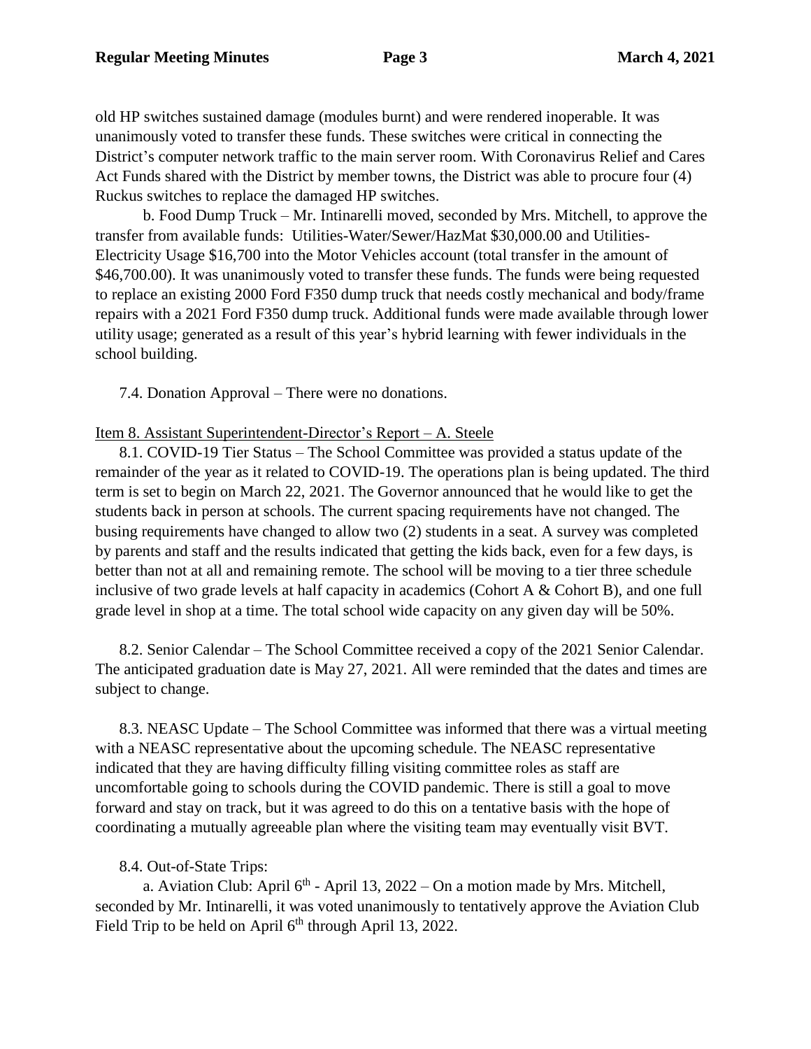old HP switches sustained damage (modules burnt) and were rendered inoperable. It was unanimously voted to transfer these funds. These switches were critical in connecting the District's computer network traffic to the main server room. With Coronavirus Relief and Cares Act Funds shared with the District by member towns, the District was able to procure four (4) Ruckus switches to replace the damaged HP switches.

b. Food Dump Truck – Mr. Intinarelli moved, seconded by Mrs. Mitchell, to approve the transfer from available funds: Utilities-Water/Sewer/HazMat $30,000.00 and Utilities-Electricity Usage $16,700 into the Motor Vehicles account (total transfer in the amount of $46,700.00). It was unanimously voted to transfer these funds. The funds were being requested to replace an existing 2000 Ford F350 dump truck that needs costly mechanical and body/frame repairs with a 2021 Ford F350 dump truck. Additional funds were made available through lower utility usage; generated as a result of this year's hybrid learning with fewer individuals in the school building.

7.4. Donation Approval – There were no donations.

Item 8. Assistant Superintendent-Director's Report – A. Steele

8.1. COVID-19 Tier Status – The School Committee was provided a status update of the remainder of the year as it related to COVID-19. The operations plan is being updated. The third term is set to begin on March 22, 2021. The Governor announced that he would like to get the students back in person at schools. The current spacing requirements have not changed. The busing requirements have changed to allow two (2) students in a seat. A survey was completed by parents and staff and the results indicated that getting the kids back, even for a few days, is better than not at all and remaining remote. The school will be moving to a tier three schedule inclusive of two grade levels at half capacity in academics (Cohort A & Cohort B), and one full grade level in shop at a time. The total school wide capacity on any given day will be 50%.

8.2. Senior Calendar – The School Committee received a copy of the 2021 Senior Calendar. The anticipated graduation date is May 27, 2021. All were reminded that the dates and times are subject to change.

8.3. NEASC Update – The School Committee was informed that there was a virtual meeting with a NEASC representative about the upcoming schedule. The NEASC representative indicated that they are having difficulty filling visiting committee roles as staff are uncomfortable going to schools during the COVID pandemic. There is still a goal to move forward and stay on track, but it was agreed to do this on a tentative basis with the hope of coordinating a mutually agreeable plan where the visiting team may eventually visit BVT.

8.4. Out-of-State Trips:

a. Aviation Club: April 6th - April 13, 2022 – On a motion made by Mrs. Mitchell, seconded by Mr. Intinarelli, it was voted unanimously to tentatively approve the Aviation Club Field Trip to be held on April 6th through April 13, 2022.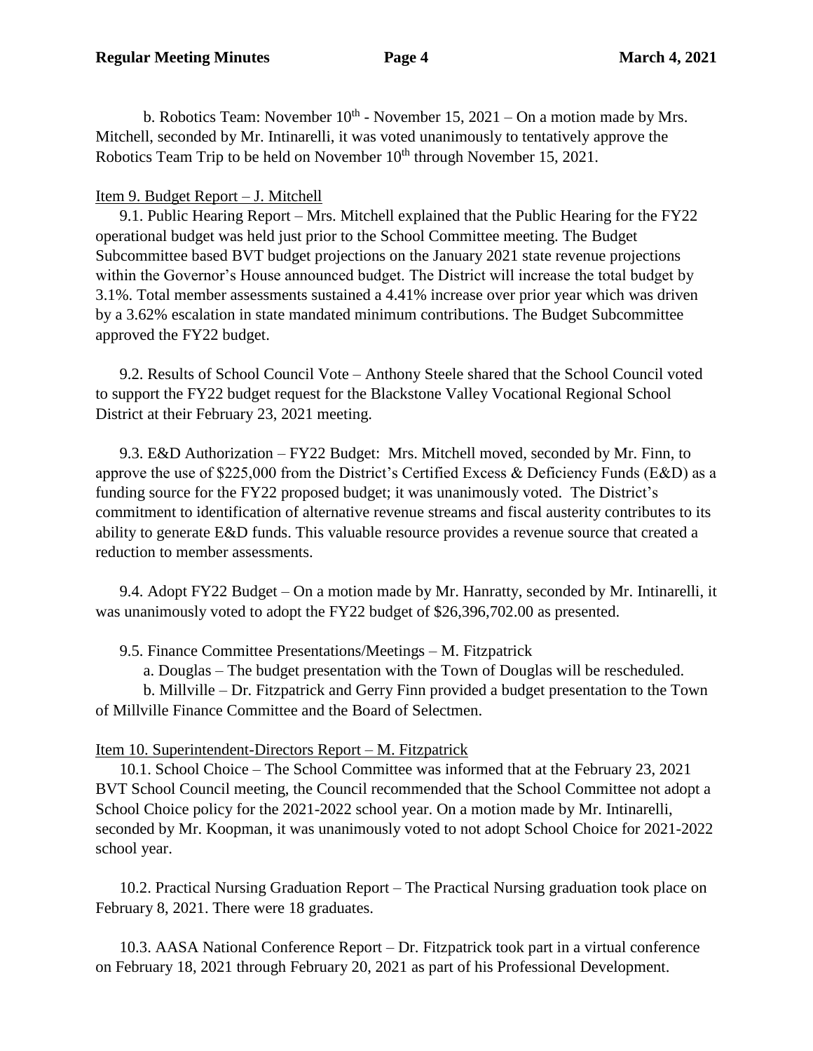b. Robotics Team: November 10th - November 15, 2021 – On a motion made by Mrs. Mitchell, seconded by Mr. Intinarelli, it was voted unanimously to tentatively approve the Robotics Team Trip to be held on November 10th through November 15, 2021.

Item 9. Budget Report – J. Mitchell

9.1. Public Hearing Report – Mrs. Mitchell explained that the Public Hearing for the FY22 operational budget was held just prior to the School Committee meeting. The Budget Subcommittee based BVT budget projections on the January 2021 state revenue projections within the Governor's House announced budget. The District will increase the total budget by 3.1%. Total member assessments sustained a 4.41% increase over prior year which was driven by a 3.62% escalation in state mandated minimum contributions. The Budget Subcommittee approved the FY22 budget.

9.2. Results of School Council Vote – Anthony Steele shared that the School Council voted to support the FY22 budget request for the Blackstone Valley Vocational Regional School District at their February 23, 2021 meeting.

9.3. E&D Authorization – FY22 Budget: Mrs. Mitchell moved, seconded by Mr. Finn, to approve the use of $225,000 from the District's Certified Excess & Deficiency Funds (E&D) as a funding source for the FY22 proposed budget; it was unanimously voted. The District's commitment to identification of alternative revenue streams and fiscal austerity contributes to its ability to generate E&D funds. This valuable resource provides a revenue source that created a reduction to member assessments.

9.4. Adopt FY22 Budget – On a motion made by Mr. Hanratty, seconded by Mr. Intinarelli, it was unanimously voted to adopt the FY22 budget of $26,396,702.00 as presented.

9.5. Finance Committee Presentations/Meetings – M. Fitzpatrick

a. Douglas – The budget presentation with the Town of Douglas will be rescheduled.

b. Millville – Dr. Fitzpatrick and Gerry Finn provided a budget presentation to the Town of Millville Finance Committee and the Board of Selectmen.

Item 10. Superintendent-Directors Report – M. Fitzpatrick

10.1. School Choice – The School Committee was informed that at the February 23, 2021 BVT School Council meeting, the Council recommended that the School Committee not adopt a School Choice policy for the 2021-2022 school year. On a motion made by Mr. Intinarelli, seconded by Mr. Koopman, it was unanimously voted to not adopt School Choice for 2021-2022 school year.

10.2. Practical Nursing Graduation Report – The Practical Nursing graduation took place on February 8, 2021. There were 18 graduates.

10.3. AASA National Conference Report – Dr. Fitzpatrick took part in a virtual conference on February 18, 2021 through February 20, 2021 as part of his Professional Development.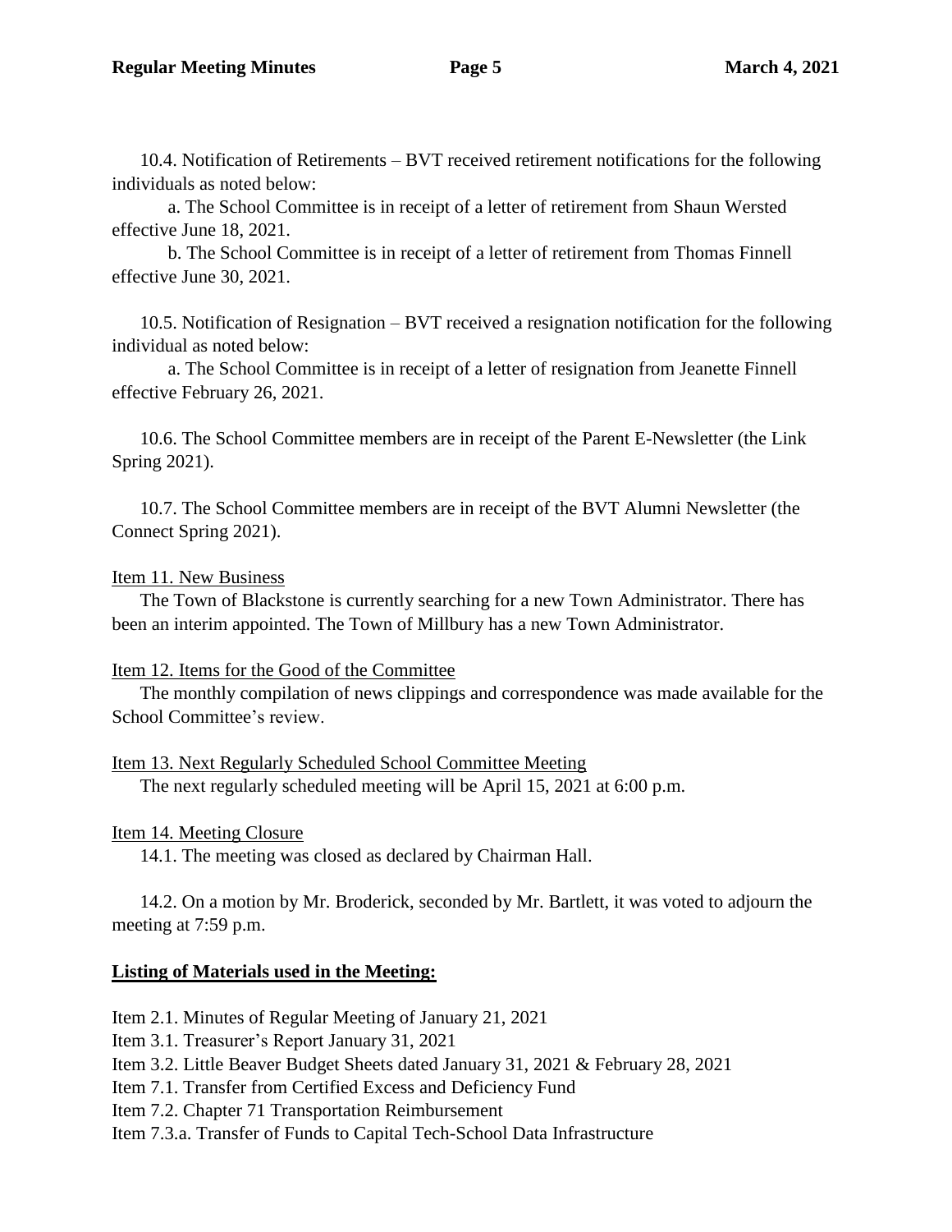10.4. Notification of Retirements – BVT received retirement notifications for the following individuals as noted below:

a. The School Committee is in receipt of a letter of retirement from Shaun Wersted effective June 18, 2021.

b. The School Committee is in receipt of a letter of retirement from Thomas Finnell effective June 30, 2021.

10.5. Notification of Resignation – BVT received a resignation notification for the following individual as noted below:

a. The School Committee is in receipt of a letter of resignation from Jeanette Finnell effective February 26, 2021.

10.6. The School Committee members are in receipt of the Parent E-Newsletter (the Link Spring 2021).

10.7. The School Committee members are in receipt of the BVT Alumni Newsletter (the Connect Spring 2021).

Item 11. New Business

The Town of Blackstone is currently searching for a new Town Administrator. There has been an interim appointed. The Town of Millbury has a new Town Administrator.

Item 12. Items for the Good of the Committee

The monthly compilation of news clippings and correspondence was made available for the School Committee's review.

Item 13. Next Regularly Scheduled School Committee Meeting

The next regularly scheduled meeting will be April 15, 2021 at 6:00 p.m.

Item 14. Meeting Closure

14.1. The meeting was closed as declared by Chairman Hall.

14.2. On a motion by Mr. Broderick, seconded by Mr. Bartlett, it was voted to adjourn the meeting at 7:59 p.m.

**Listing of Materials used in the Meeting:**

Item 2.1. Minutes of Regular Meeting of January 21, 2021
Item 3.1. Treasurer's Report January 31, 2021
Item 3.2. Little Beaver Budget Sheets dated January 31, 2021 & February 28, 2021
Item 7.1. Transfer from Certified Excess and Deficiency Fund
Item 7.2. Chapter 71 Transportation Reimbursement
Item 7.3.a. Transfer of Funds to Capital Tech-School Data Infrastructure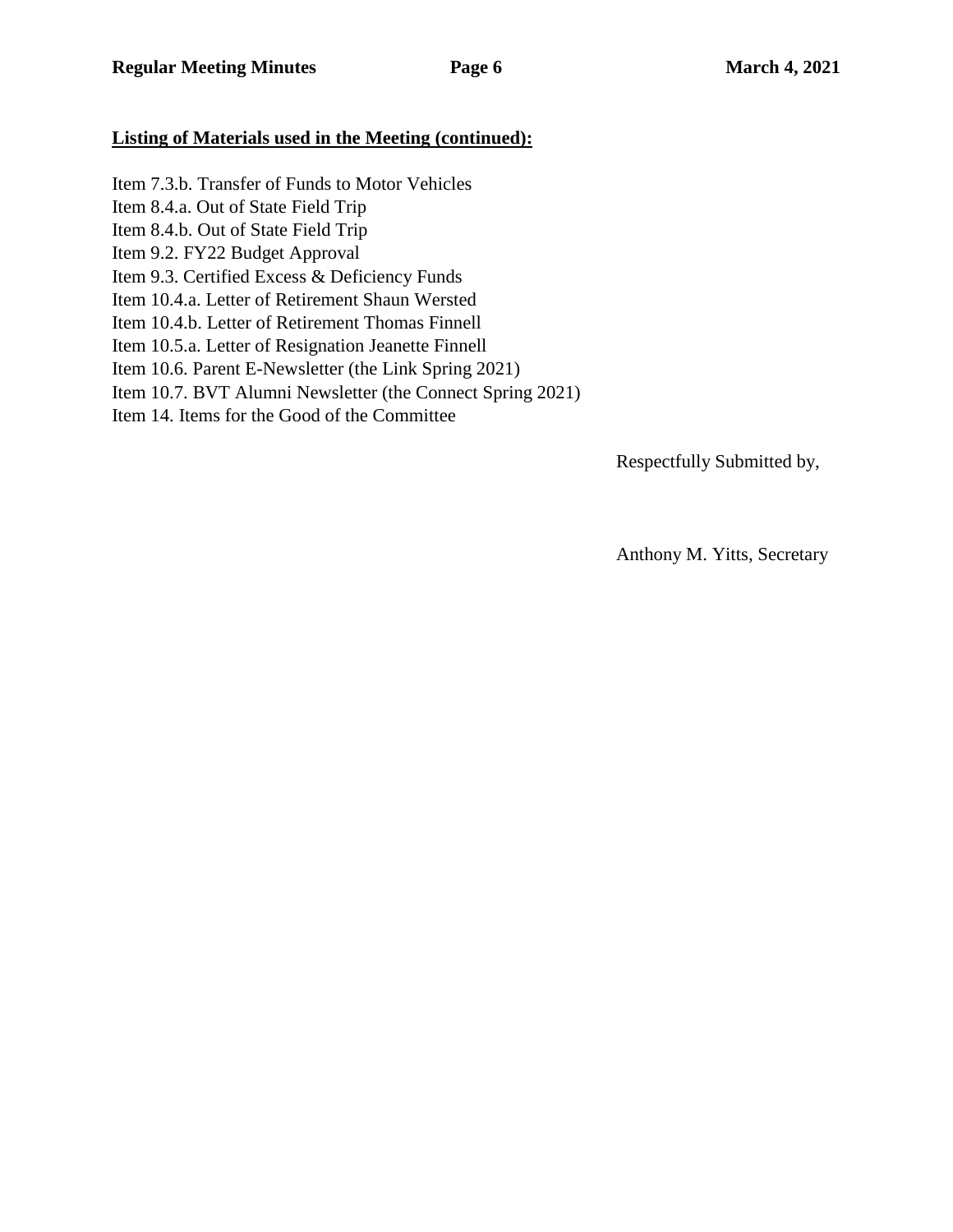**Listing of Materials used in the Meeting (continued):**

Item 7.3.b. Transfer of Funds to Motor Vehicles
Item 8.4.a. Out of State Field Trip
Item 8.4.b. Out of State Field Trip
Item 9.2. FY22 Budget Approval
Item 9.3. Certified Excess & Deficiency Funds
Item 10.4.a. Letter of Retirement Shaun Wersted
Item 10.4.b. Letter of Retirement Thomas Finnell
Item 10.5.a. Letter of Resignation Jeanette Finnell
Item 10.6. Parent E-Newsletter (the Link Spring 2021)
Item 10.7. BVT Alumni Newsletter (the Connect Spring 2021)
Item 14. Items for the Good of the Committee

Respectfully Submitted by,

Anthony M. Yitts, Secretary